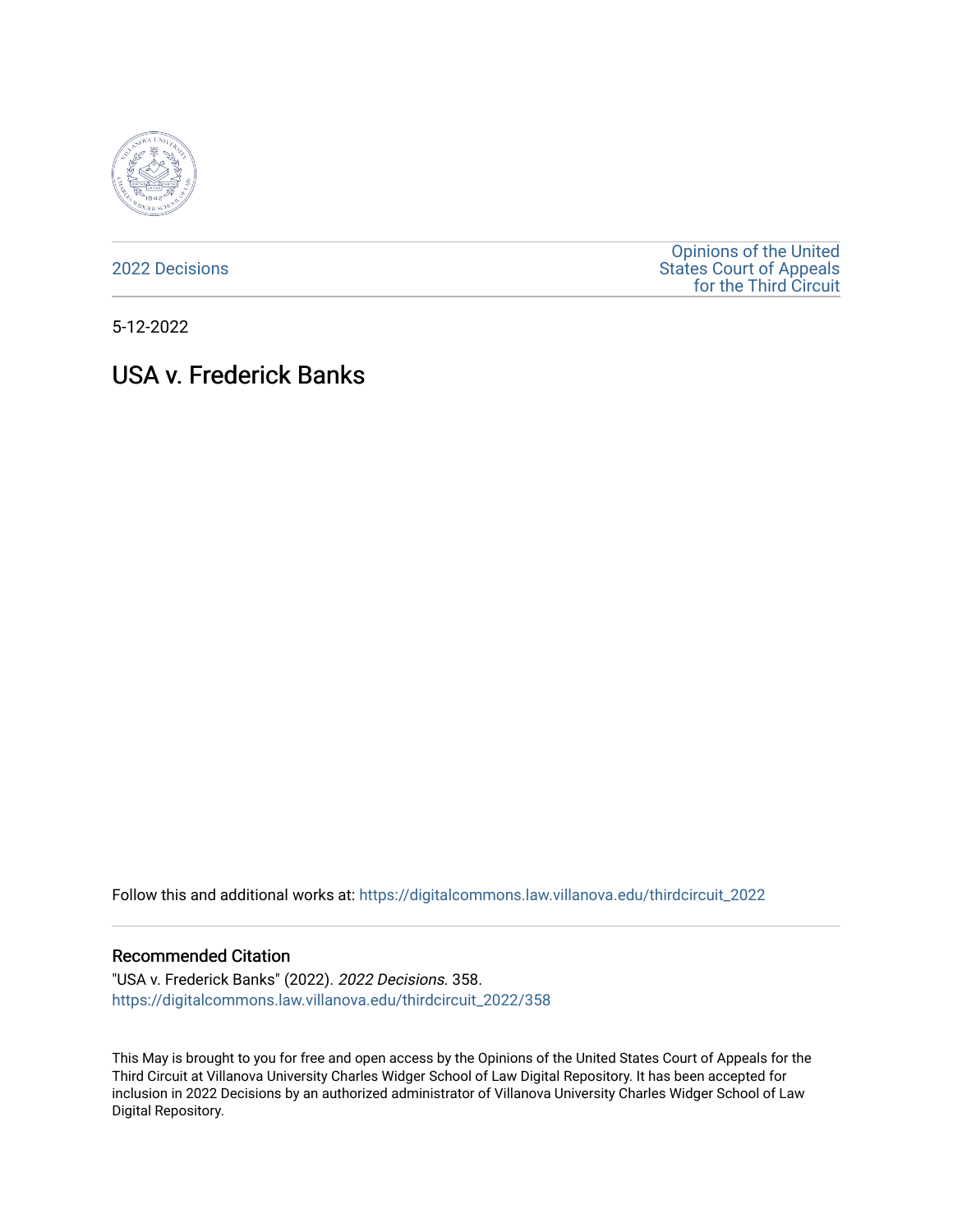2022 Decisions

Opinions of the United States Court of Appeals for the Third Circuit

5-12-2022

# USA v. Frederick Banks

Follow this and additional works at: https://digitalcommons.law.villanova.edu/thirdcircuit_2022

## Recommended Citation

"USA v. Frederick Banks" (2022). *2022 Decisions*. 358.
https://digitalcommons.law.villanova.edu/thirdcircuit_2022/358

This May is brought to you for free and open access by the Opinions of the United States Court of Appeals for the Third Circuit at Villanova University Charles Widger School of Law Digital Repository. It has been accepted for inclusion in 2022 Decisions by an authorized administrator of Villanova University Charles Widger School of Law Digital Repository.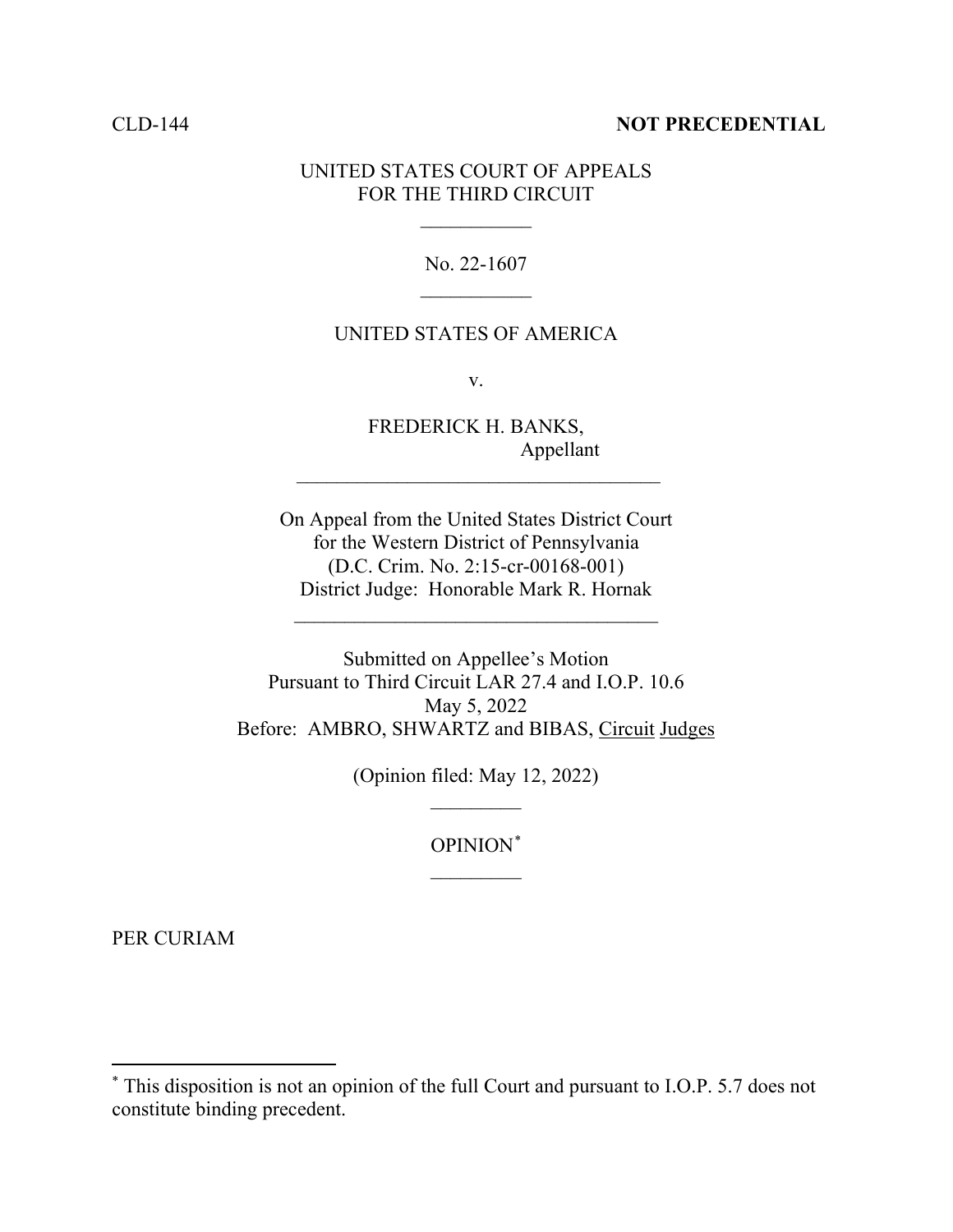CLD-144 **NOT PRECEDENTIAL**

UNITED STATES COURT OF APPEALS
FOR THE THIRD CIRCUIT

\_\_\_\_\_\_\_\_\_\_\_

No. 22-1607

\_\_\_\_\_\_\_\_\_\_\_

UNITED STATES OF AMERICA

v.

FREDERICK H. BANKS,
Appellant

\_\_\_\_\_\_\_\_\_\_\_\_\_\_\_\_\_\_\_\_\_\_\_\_\_\_\_\_\_\_\_\_\_\_\_\_

On Appeal from the United States District Court
for the Western District of Pennsylvania
(D.C. Crim. No. 2:15-cr-00168-001)
District Judge: Honorable Mark R. Hornak

\_\_\_\_\_\_\_\_\_\_\_\_\_\_\_\_\_\_\_\_\_\_\_\_\_\_\_\_\_\_\_\_\_\_\_\_

Submitted on Appellee's Motion
Pursuant to Third Circuit LAR 27.4 and I.O.P. 10.6
May 5, 2022
Before: AMBRO, SHWARTZ and BIBAS, Circuit Judges

(Opinion filed: May 12, 2022)

\_\_\_\_\_\_\_\_\_

OPINION[*]

\_\_\_\_\_\_\_\_\_

PER CURIAM

---

[*] This disposition is not an opinion of the full Court and pursuant to I.O.P. 5.7 does not constitute binding precedent.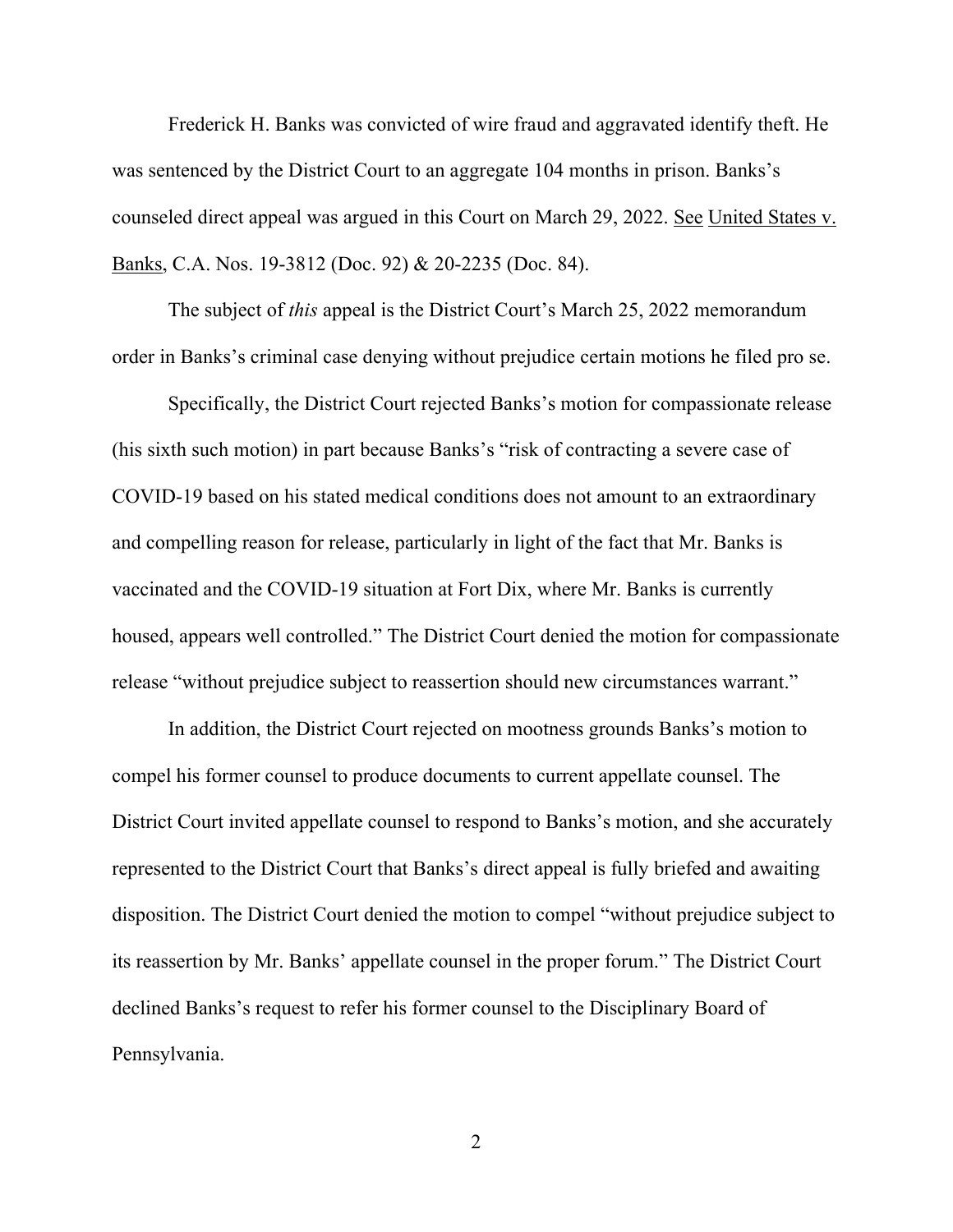Frederick H. Banks was convicted of wire fraud and aggravated identify theft. He was sentenced by the District Court to an aggregate 104 months in prison. Banks's counseled direct appeal was argued in this Court on March 29, 2022. See United States v. Banks, C.A. Nos. 19-3812 (Doc. 92) & 20-2235 (Doc. 84).

The subject of *this* appeal is the District Court's March 25, 2022 memorandum order in Banks's criminal case denying without prejudice certain motions he filed pro se.

Specifically, the District Court rejected Banks's motion for compassionate release (his sixth such motion) in part because Banks's "risk of contracting a severe case of COVID-19 based on his stated medical conditions does not amount to an extraordinary and compelling reason for release, particularly in light of the fact that Mr. Banks is vaccinated and the COVID-19 situation at Fort Dix, where Mr. Banks is currently housed, appears well controlled." The District Court denied the motion for compassionate release "without prejudice subject to reassertion should new circumstances warrant."

In addition, the District Court rejected on mootness grounds Banks's motion to compel his former counsel to produce documents to current appellate counsel. The District Court invited appellate counsel to respond to Banks's motion, and she accurately represented to the District Court that Banks's direct appeal is fully briefed and awaiting disposition. The District Court denied the motion to compel "without prejudice subject to its reassertion by Mr. Banks' appellate counsel in the proper forum." The District Court declined Banks's request to refer his former counsel to the Disciplinary Board of Pennsylvania.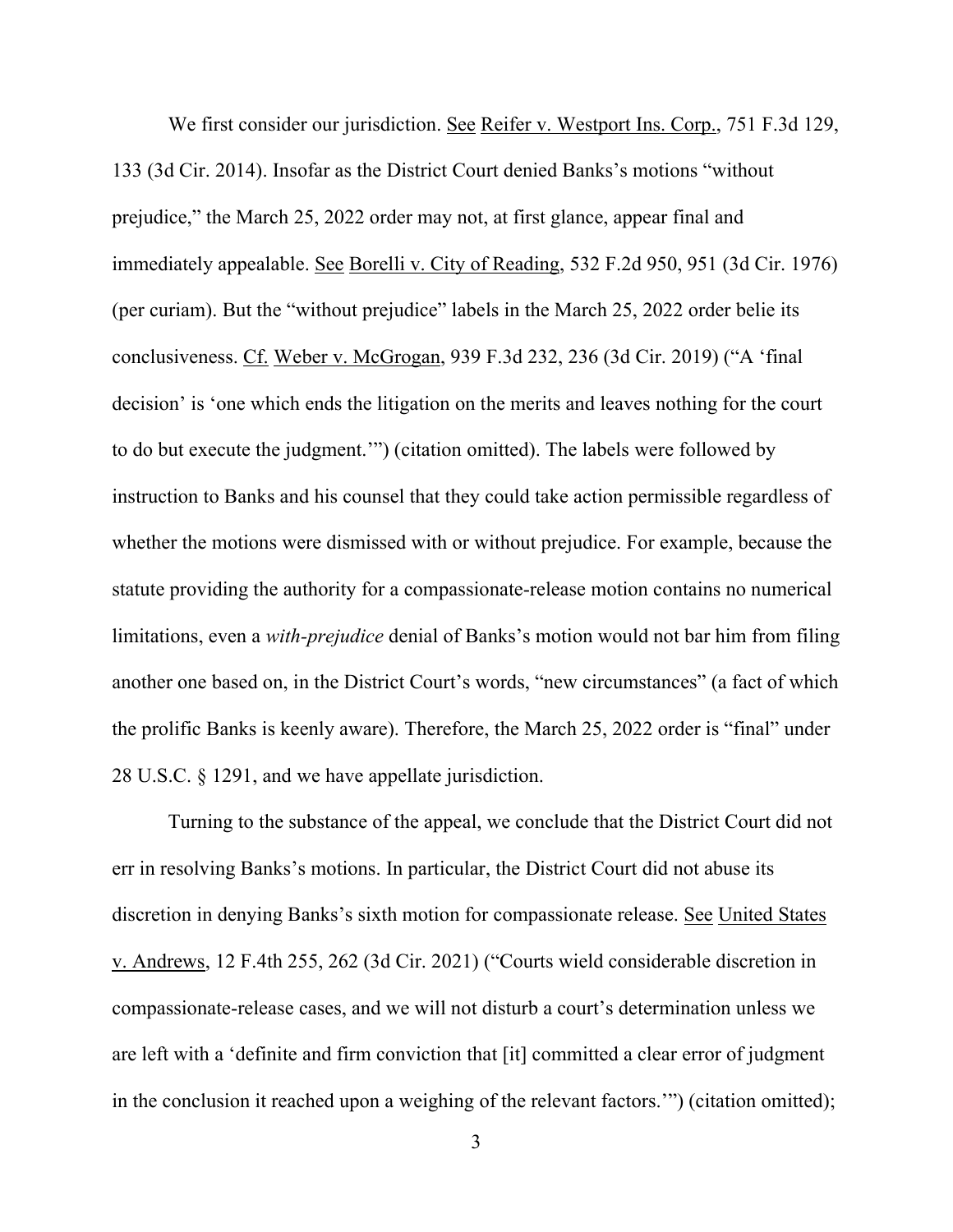We first consider our jurisdiction. See Reifer v. Westport Ins. Corp., 751 F.3d 129, 133 (3d Cir. 2014). Insofar as the District Court denied Banks's motions "without prejudice," the March 25, 2022 order may not, at first glance, appear final and immediately appealable. See Borelli v. City of Reading, 532 F.2d 950, 951 (3d Cir. 1976) (per curiam). But the "without prejudice" labels in the March 25, 2022 order belie its conclusiveness. Cf. Weber v. McGrogan, 939 F.3d 232, 236 (3d Cir. 2019) ("A 'final decision' is 'one which ends the litigation on the merits and leaves nothing for the court to do but execute the judgment.'") (citation omitted). The labels were followed by instruction to Banks and his counsel that they could take action permissible regardless of whether the motions were dismissed with or without prejudice. For example, because the statute providing the authority for a compassionate-release motion contains no numerical limitations, even a *with-prejudice* denial of Banks's motion would not bar him from filing another one based on, in the District Court's words, "new circumstances" (a fact of which the prolific Banks is keenly aware). Therefore, the March 25, 2022 order is "final" under 28 U.S.C. § 1291, and we have appellate jurisdiction.

Turning to the substance of the appeal, we conclude that the District Court did not err in resolving Banks's motions. In particular, the District Court did not abuse its discretion in denying Banks's sixth motion for compassionate release. See United States v. Andrews, 12 F.4th 255, 262 (3d Cir. 2021) ("Courts wield considerable discretion in compassionate-release cases, and we will not disturb a court's determination unless we are left with a 'definite and firm conviction that [it] committed a clear error of judgment in the conclusion it reached upon a weighing of the relevant factors.'") (citation omitted);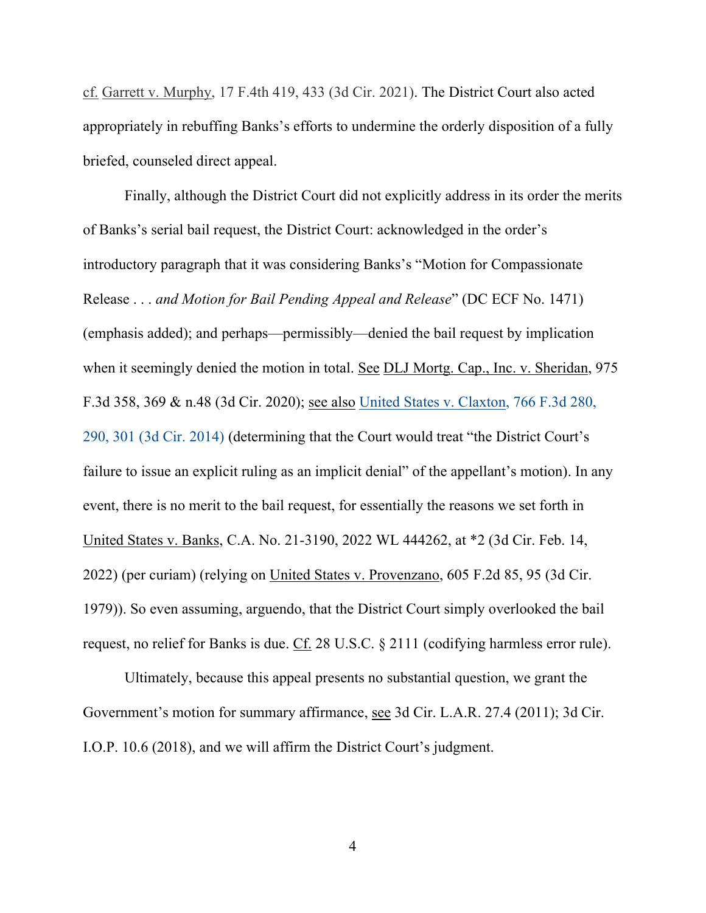cf. Garrett v. Murphy, 17 F.4th 419, 433 (3d Cir. 2021). The District Court also acted appropriately in rebuffing Banks's efforts to undermine the orderly disposition of a fully briefed, counseled direct appeal.

Finally, although the District Court did not explicitly address in its order the merits of Banks's serial bail request, the District Court: acknowledged in the order's introductory paragraph that it was considering Banks's "Motion for Compassionate Release . . . *and Motion for Bail Pending Appeal and Release*" (DC ECF No. 1471) (emphasis added); and perhaps—permissibly—denied the bail request by implication when it seemingly denied the motion in total. See DLJ Mortg. Cap., Inc. v. Sheridan, 975 F.3d 358, 369 & n.48 (3d Cir. 2020); see also United States v. Claxton, 766 F.3d 280, 290, 301 (3d Cir. 2014) (determining that the Court would treat "the District Court's failure to issue an explicit ruling as an implicit denial" of the appellant's motion). In any event, there is no merit to the bail request, for essentially the reasons we set forth in United States v. Banks, C.A. No. 21-3190, 2022 WL 444262, at *2 (3d Cir. Feb. 14, 2022) (per curiam) (relying on United States v. Provenzano, 605 F.2d 85, 95 (3d Cir. 1979)). So even assuming, arguendo, that the District Court simply overlooked the bail request, no relief for Banks is due. Cf. 28 U.S.C. § 2111 (codifying harmless error rule).

Ultimately, because this appeal presents no substantial question, we grant the Government's motion for summary affirmance, see 3d Cir. L.A.R. 27.4 (2011); 3d Cir. I.O.P. 10.6 (2018), and we will affirm the District Court's judgment.